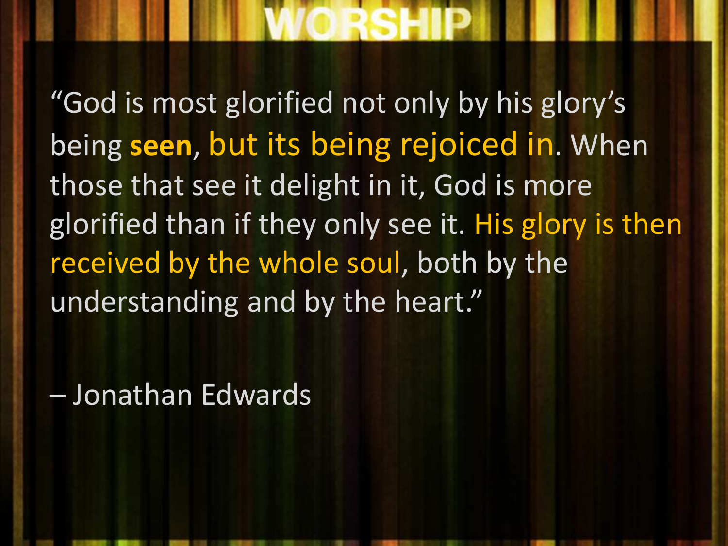# WORSHIP

"God is most glorified not only by his glory's being **seen**, but its being rejoiced in. When those that see it delight in it, God is more glorified than if they only see it. His glory is then received by the whole soul, both by the understanding and by the heart."

– Jonathan Edwards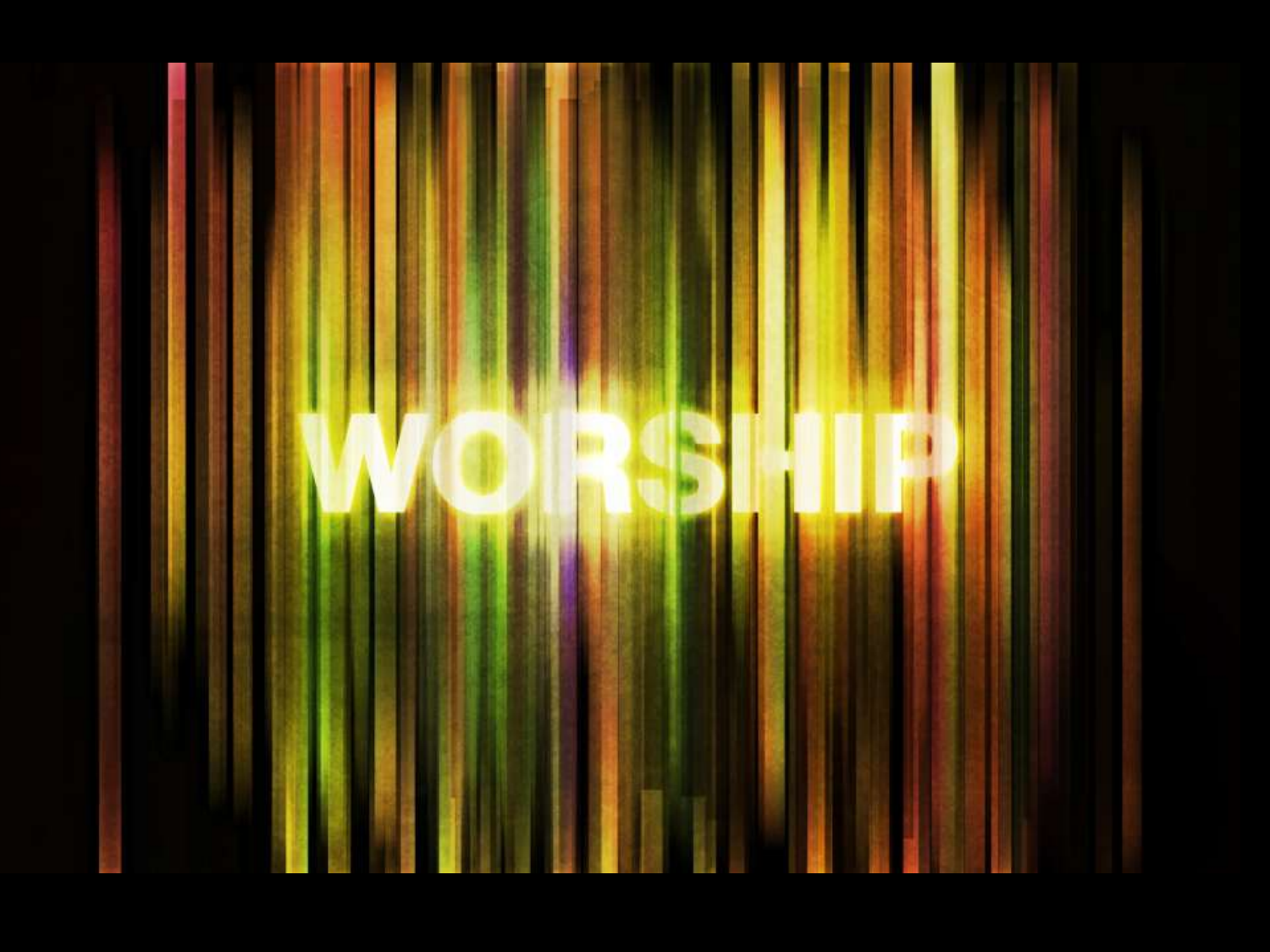# WORSHIP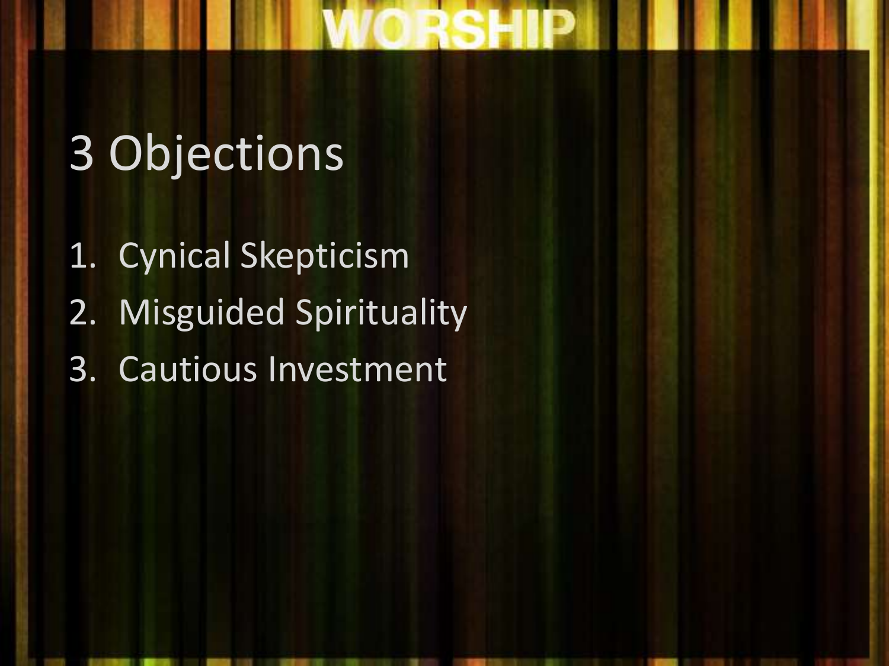# 3 Objections

1. Cynical Skepticism
2. Misguided Spirituality
3. Cautious Investment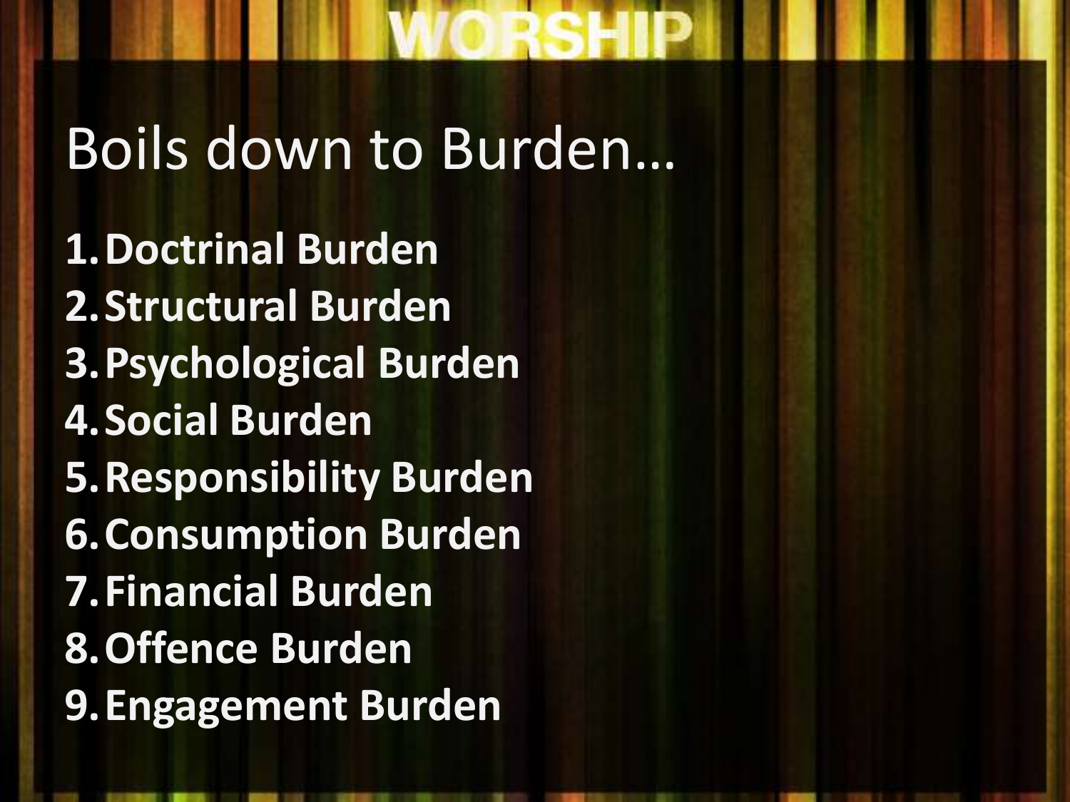# Boils down to Burden…

1. **Doctrinal Burden**
2. **Structural Burden**
3. **Psychological Burden**
4. **Social Burden**
5. **Responsibility Burden**
6. **Consumption Burden**
7. **Financial Burden**
8. **Offence Burden**
9. **Engagement Burden**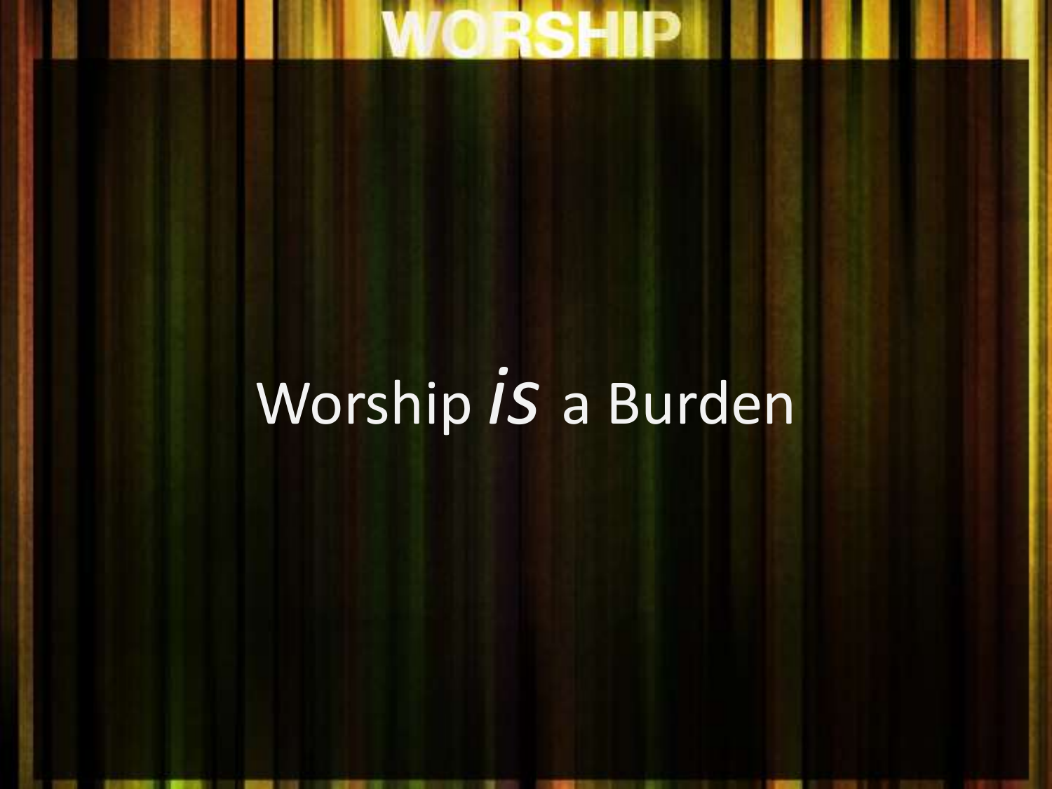Worship *is* a Burden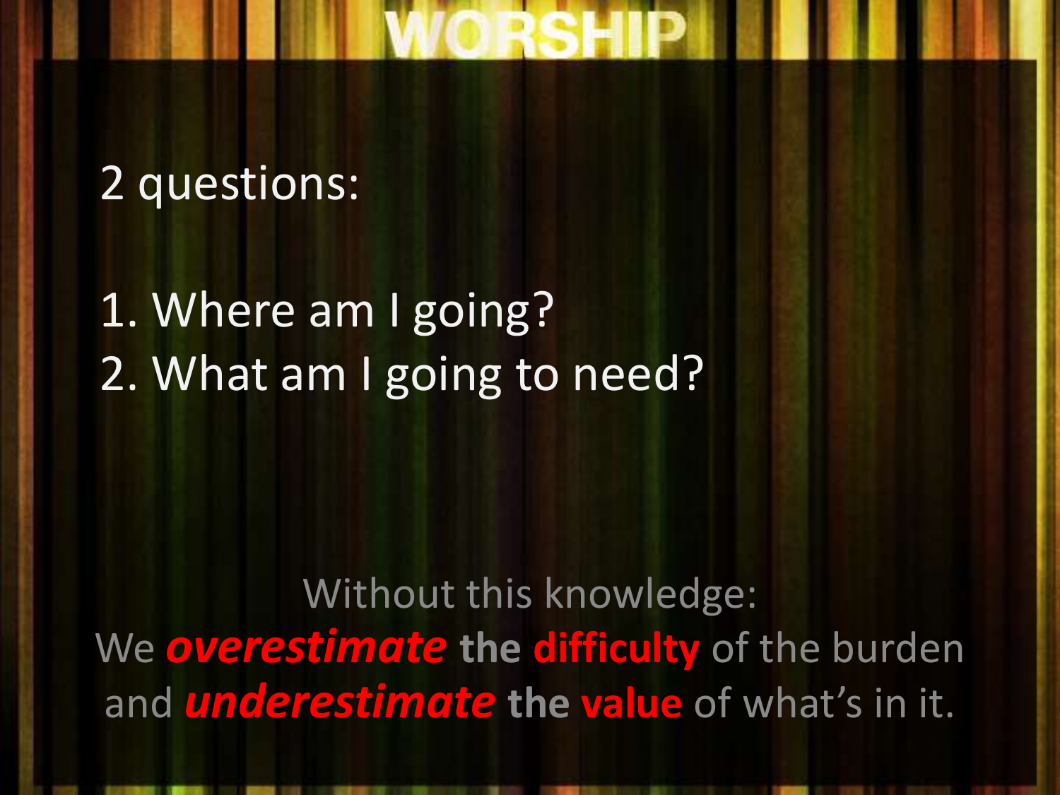# WORSHIP

2 questions:

1. Where am I going?
2. What am I going to need?

Without this knowledge:
We ***overestimate*** **the difficulty** of the burden and ***underestimate*** **the value** of what's in it.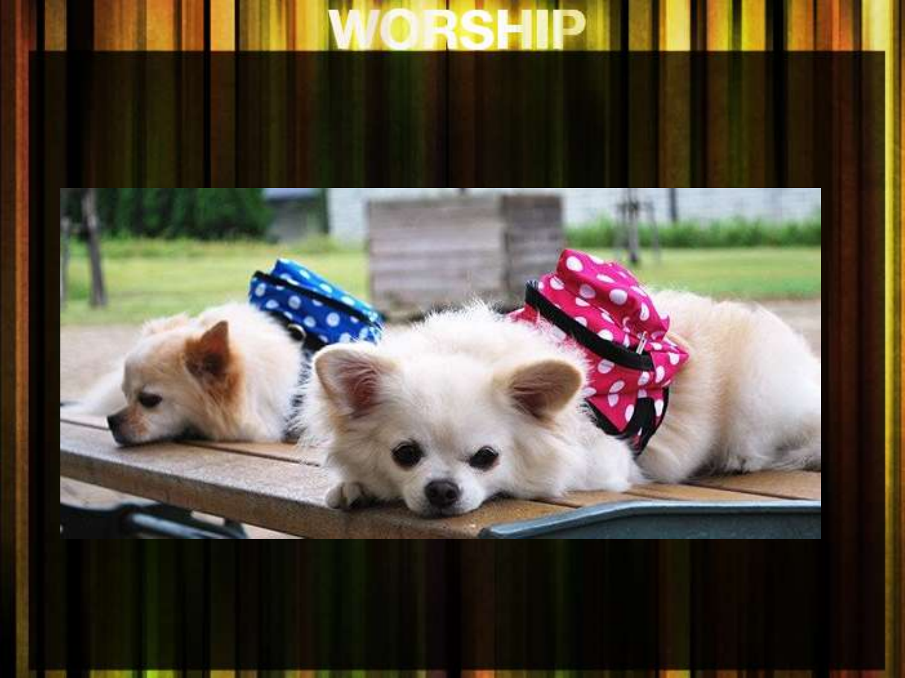# WORSHIP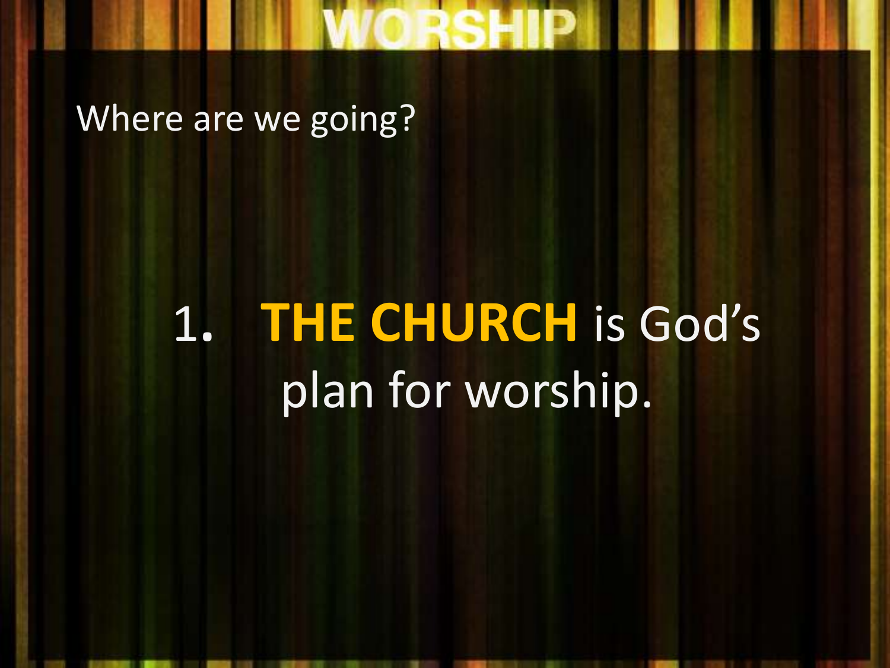# WORSHIP

Where are we going?

1. **THE CHURCH** is God's plan for worship.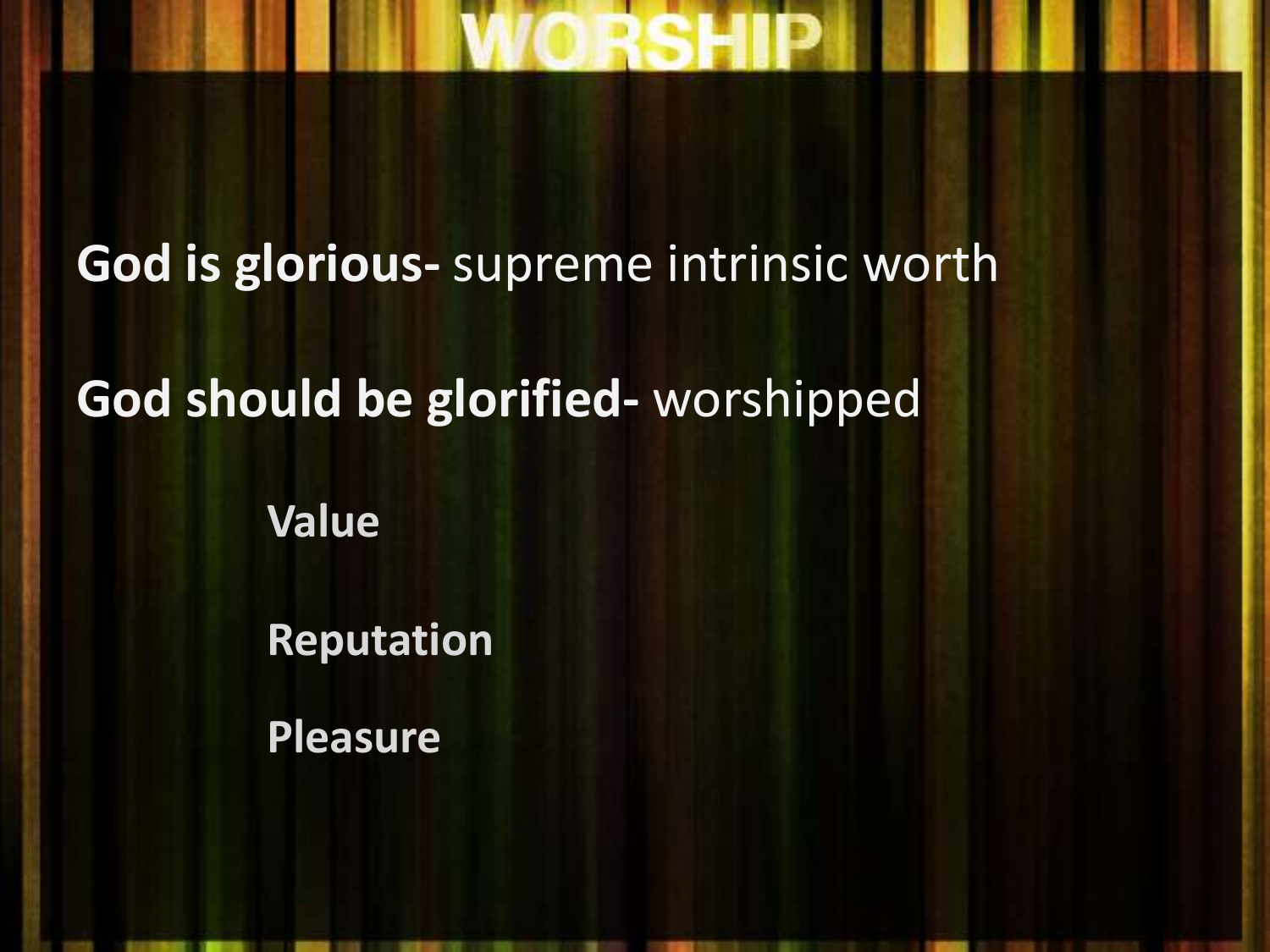# WORSHIP

**God is glorious-** supreme intrinsic worth

**God should be glorified-** worshipped

**Value**

**Reputation**

**Pleasure**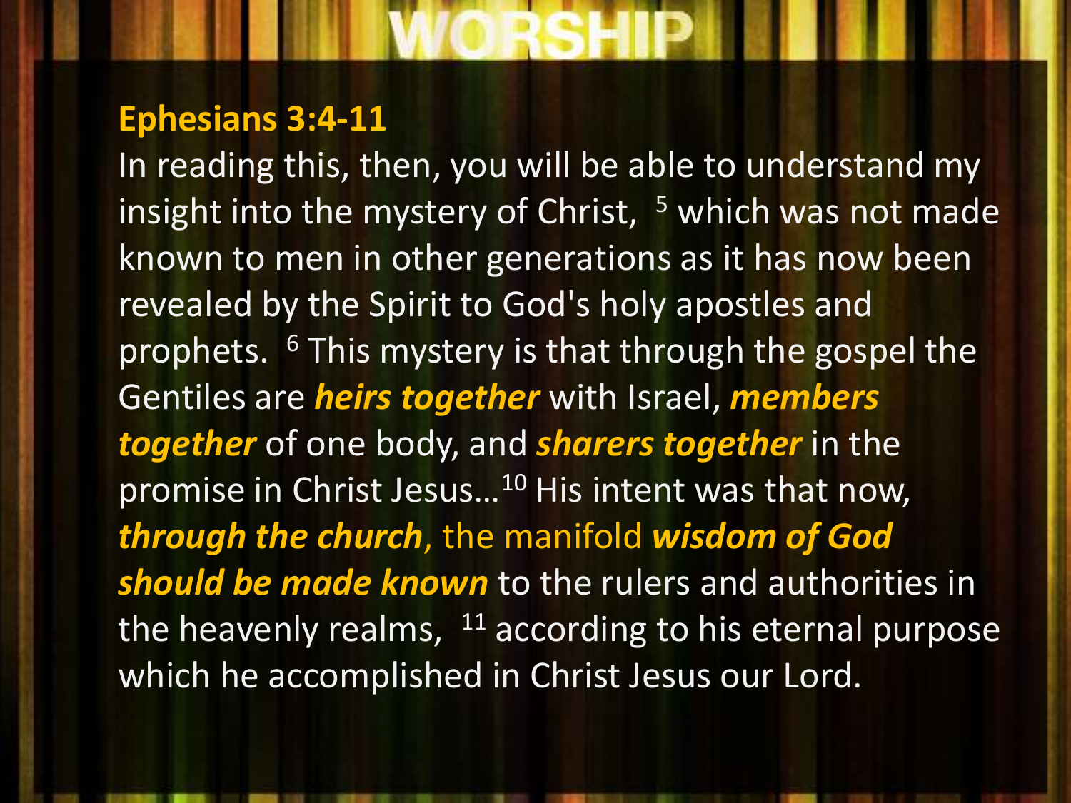# WORSHIP

**Ephesians 3:4-11**

In reading this, then, you will be able to understand my insight into the mystery of Christ, [5] which was not made known to men in other generations as it has now been revealed by the Spirit to God's holy apostles and prophets. [6] This mystery is that through the gospel the Gentiles are ***heirs together*** with Israel, ***members together*** of one body, and ***sharers together*** in the promise in Christ Jesus…[10] His intent was that now, ***through the church***, the manifold ***wisdom of God should be made known*** to the rulers and authorities in the heavenly realms, [11] according to his eternal purpose which he accomplished in Christ Jesus our Lord.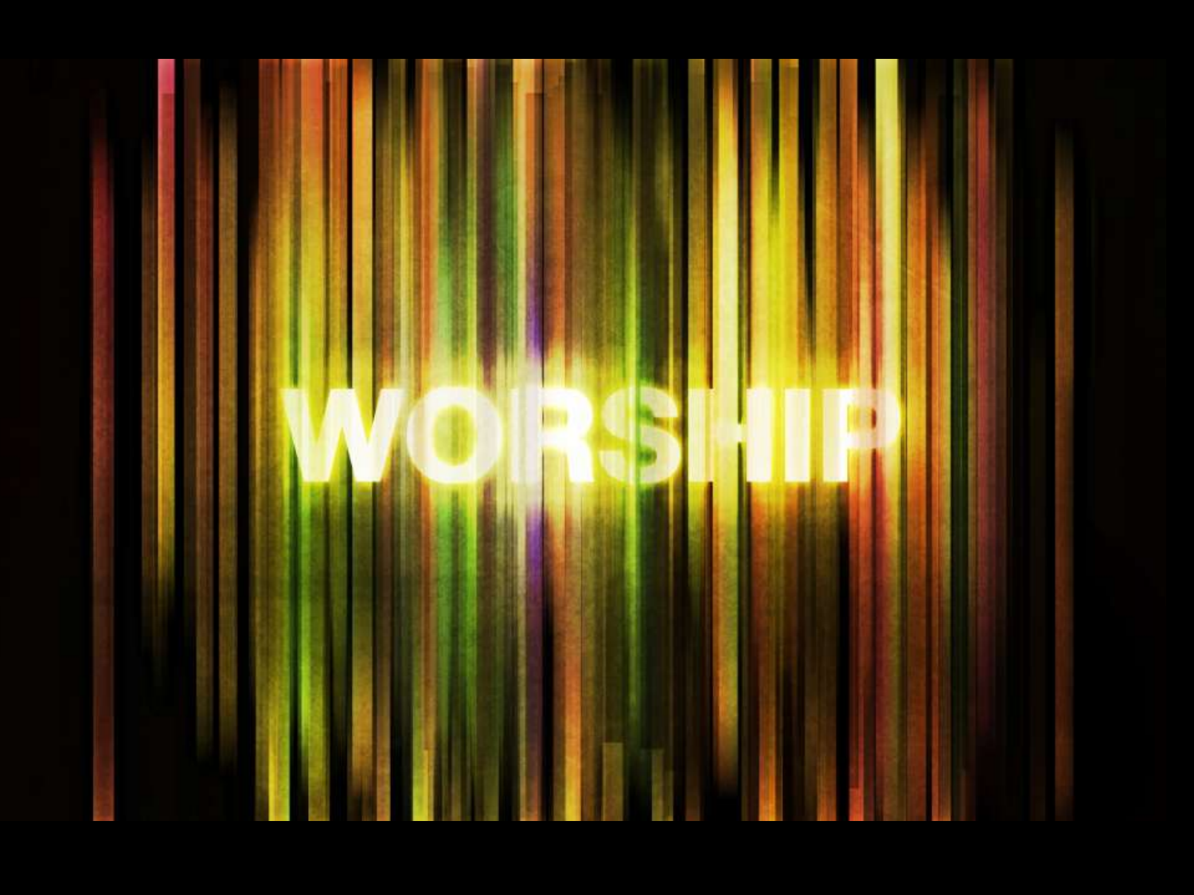# WORSHIP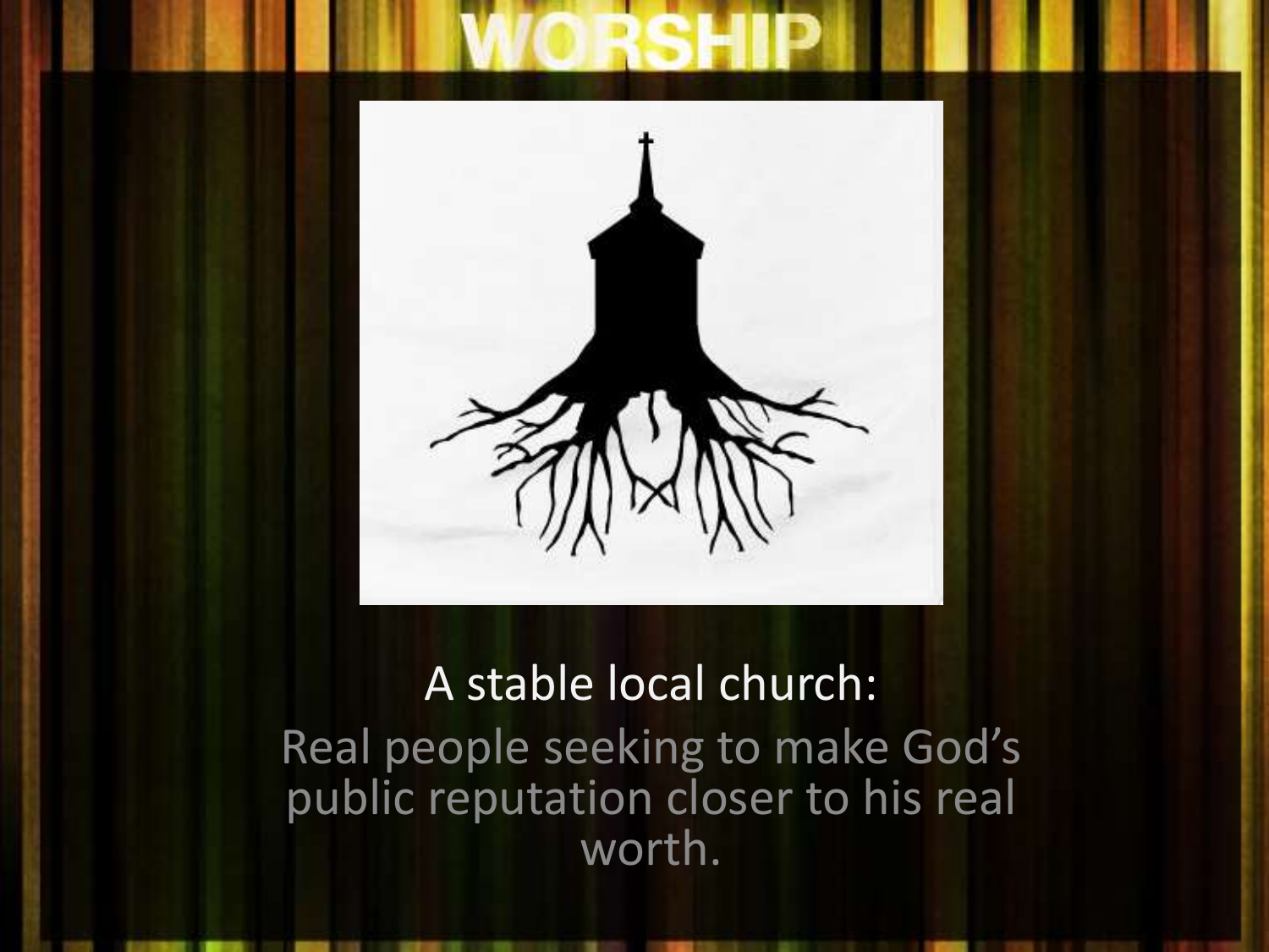# WORSHIP

A stable local church:

Real people seeking to make God's public reputation closer to his real worth.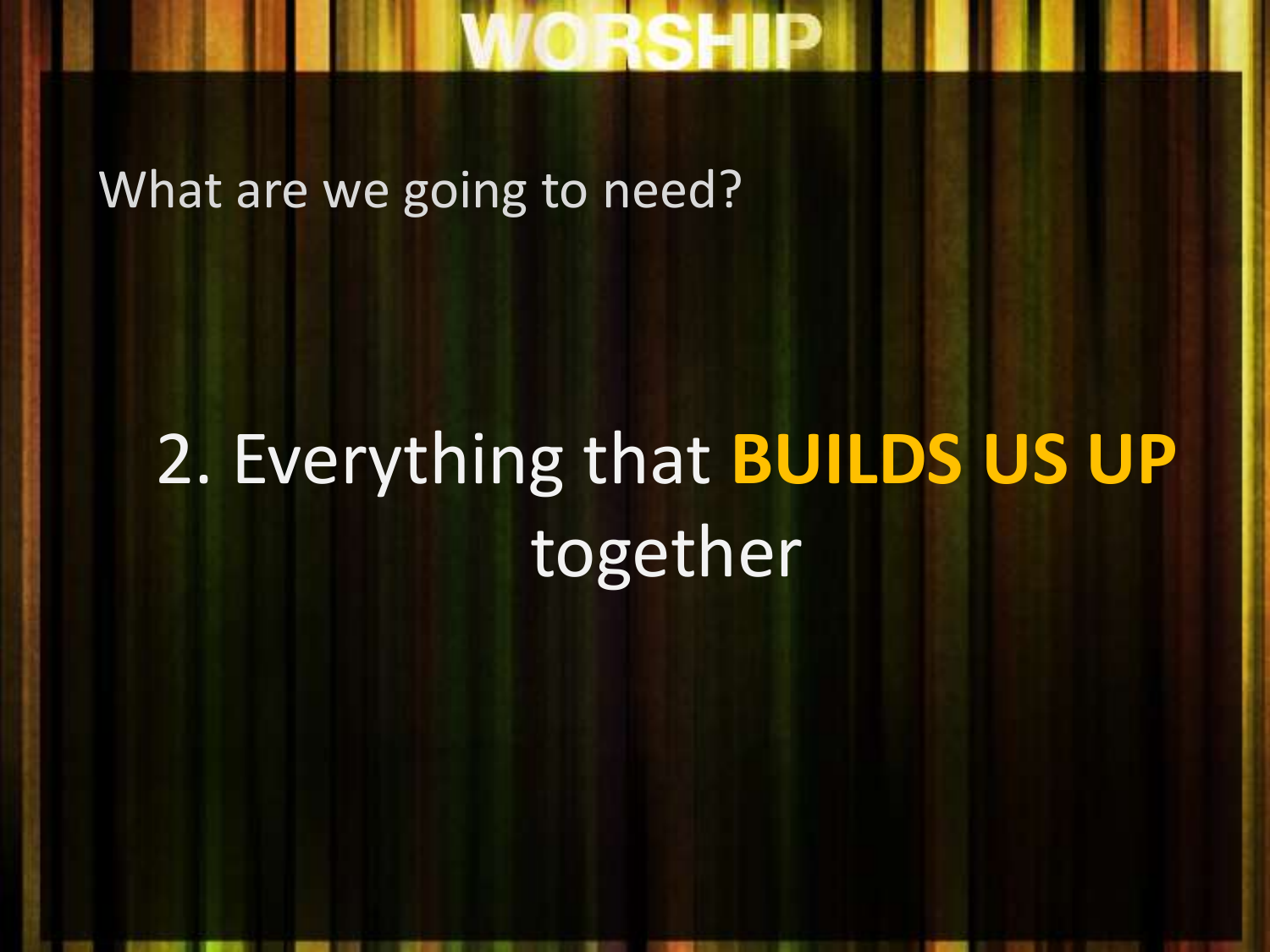# WORSHIP

What are we going to need?

## 2. Everything that **BUILDS US UP** together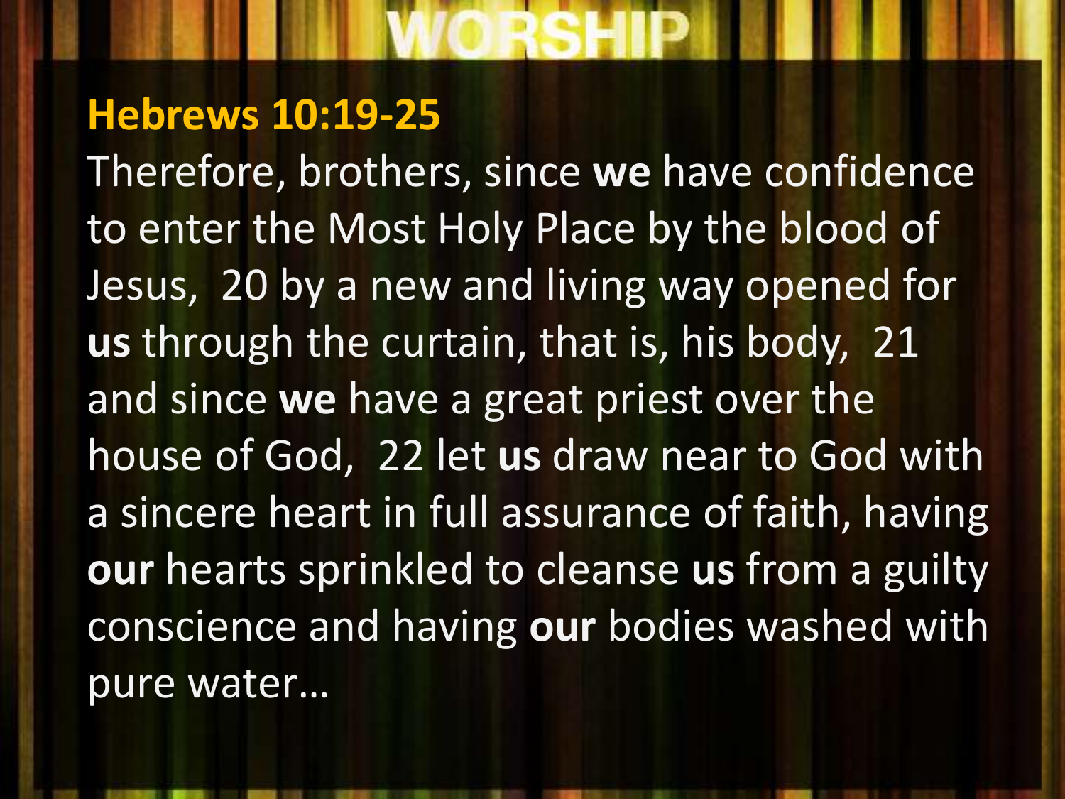# WORSHIP

## Hebrews 10:19-25

Therefore, brothers, since **we** have confidence to enter the Most Holy Place by the blood of Jesus, 20 by a new and living way opened for **us** through the curtain, that is, his body, 21 and since **we** have a great priest over the house of God, 22 let **us** draw near to God with a sincere heart in full assurance of faith, having **our** hearts sprinkled to cleanse **us** from a guilty conscience and having **our** bodies washed with pure water…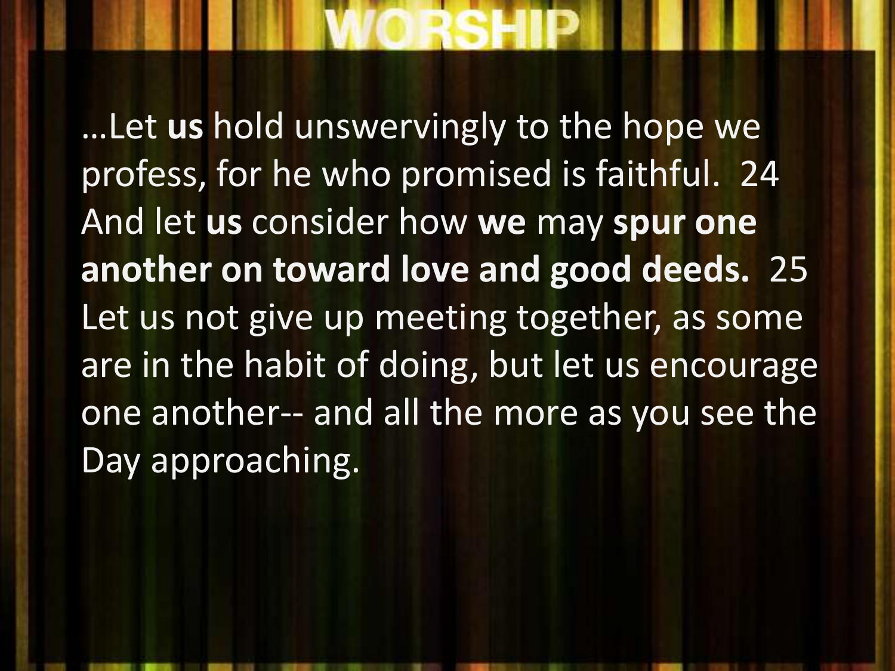# WORSHIP

…Let **us** hold unswervingly to the hope we profess, for he who promised is faithful. 24 And let **us** consider how **we** may **spur one another on toward love and good deeds.** 25 Let us not give up meeting together, as some are in the habit of doing, but let us encourage one another-- and all the more as you see the Day approaching.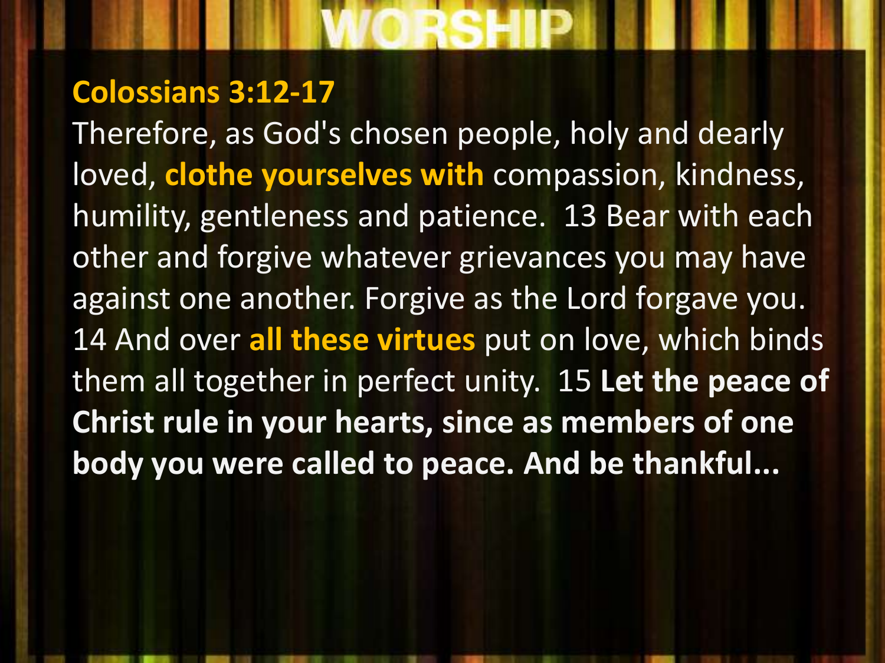WORSHIP

**Colossians 3:12-17**

Therefore, as God's chosen people, holy and dearly loved, **clothe yourselves with** compassion, kindness, humility, gentleness and patience.  13 Bear with each other and forgive whatever grievances you may have against one another. Forgive as the Lord forgave you. 14 And over **all these virtues** put on love, which binds them all together in perfect unity.  15 **Let the peace of Christ rule in your hearts, since as members of one body you were called to peace. And be thankful...**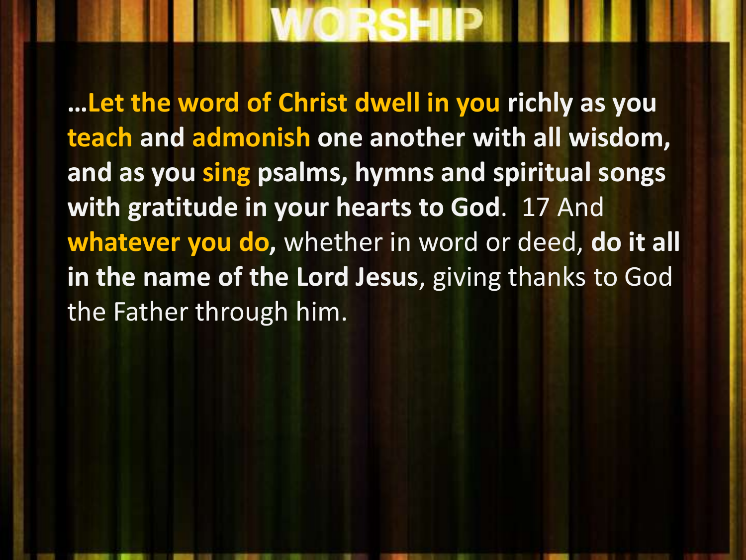# WORSHIP

**…Let the word of Christ dwell in you richly as you teach and admonish one another with all wisdom, and as you sing psalms, hymns and spiritual songs with gratitude in your hearts to God**. 17 And **whatever you do,** whether in word or deed, **do it all in the name of the Lord Jesus**, giving thanks to God the Father through him.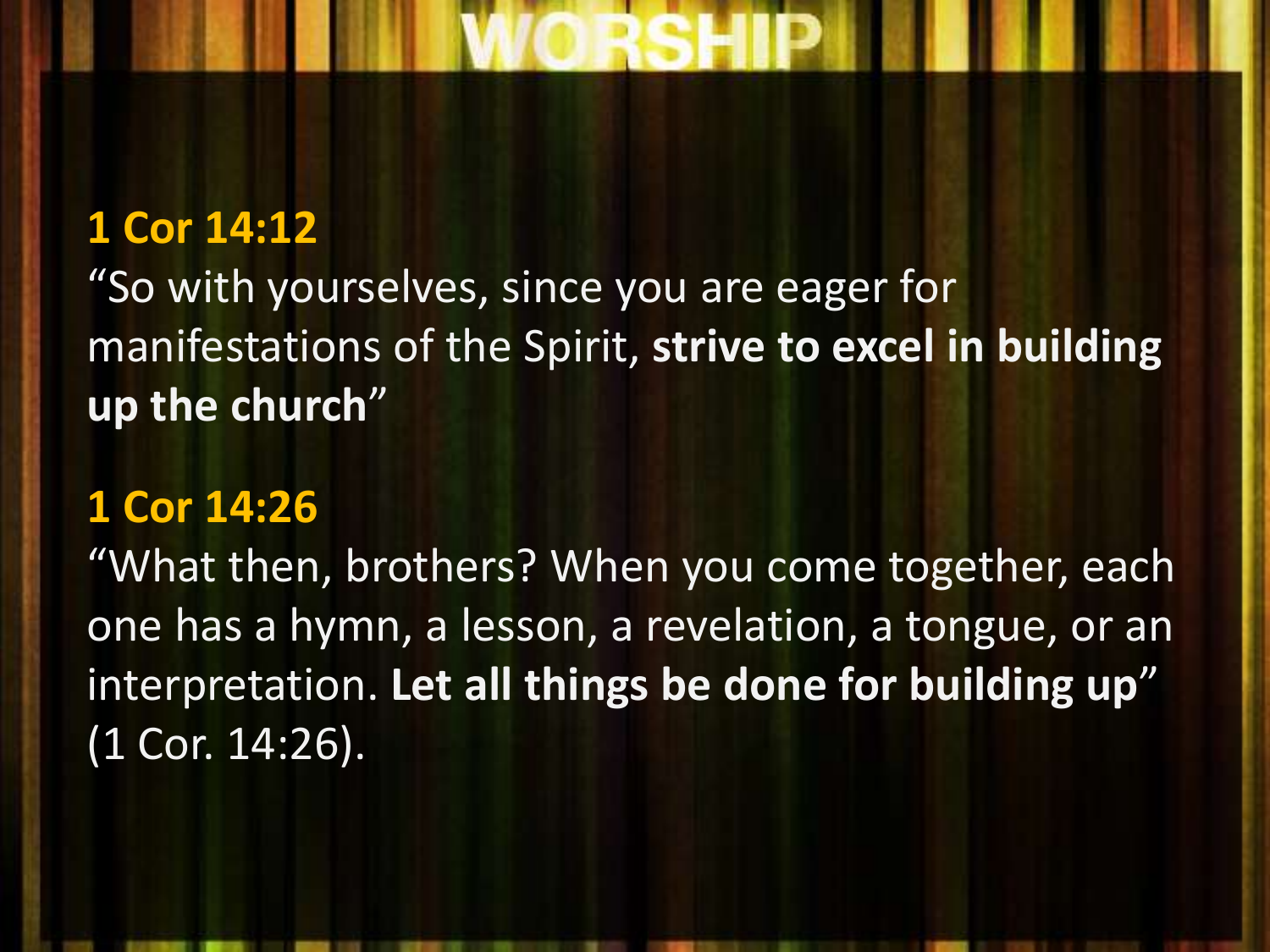# WORSHIP

**1 Cor 14:12**

"So with yourselves, since you are eager for manifestations of the Spirit, **strive to excel in building up the church**"

**1 Cor 14:26**

"What then, brothers? When you come together, each one has a hymn, a lesson, a revelation, a tongue, or an interpretation. **Let all things be done for building up**" (1 Cor. 14:26).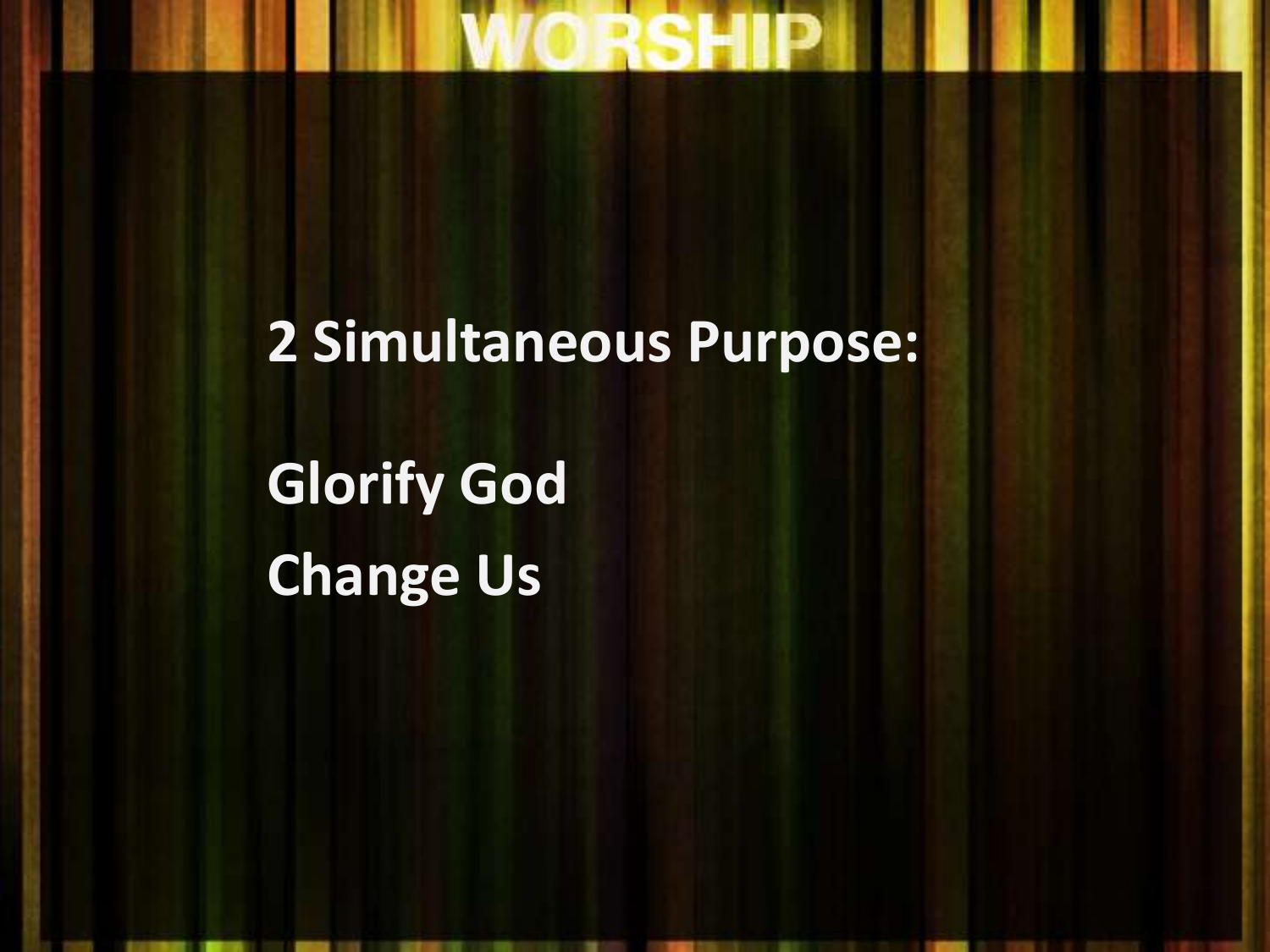**2 Simultaneous Purpose:**

**Glorify God**

**Change Us**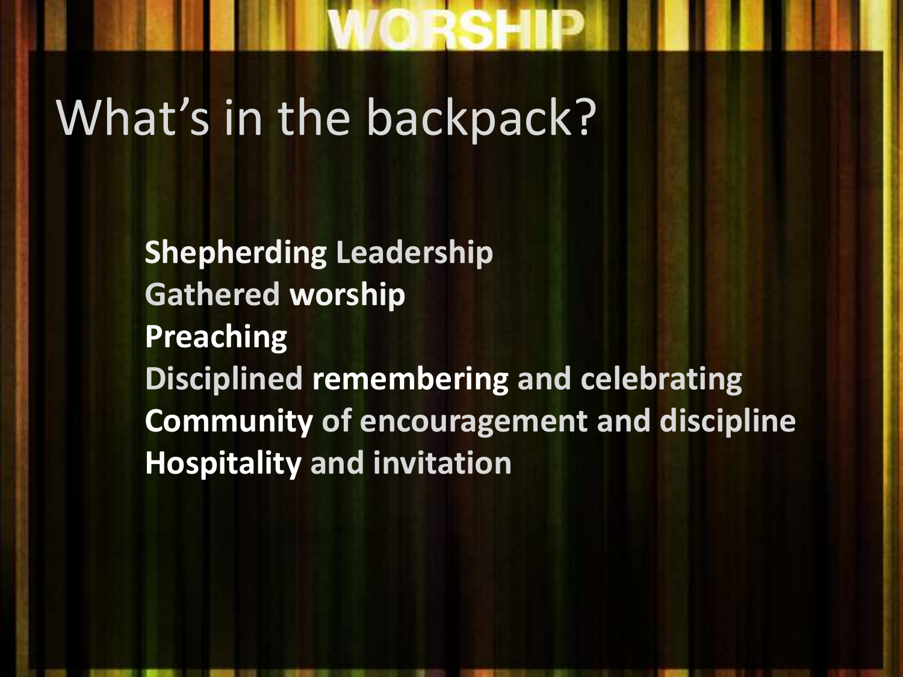WORSHIP

# What's in the backpack?

**Shepherding Leadership**
**Gathered worship**
**Preaching**
**Disciplined remembering and celebrating**
**Community of encouragement and discipline**
**Hospitality and invitation**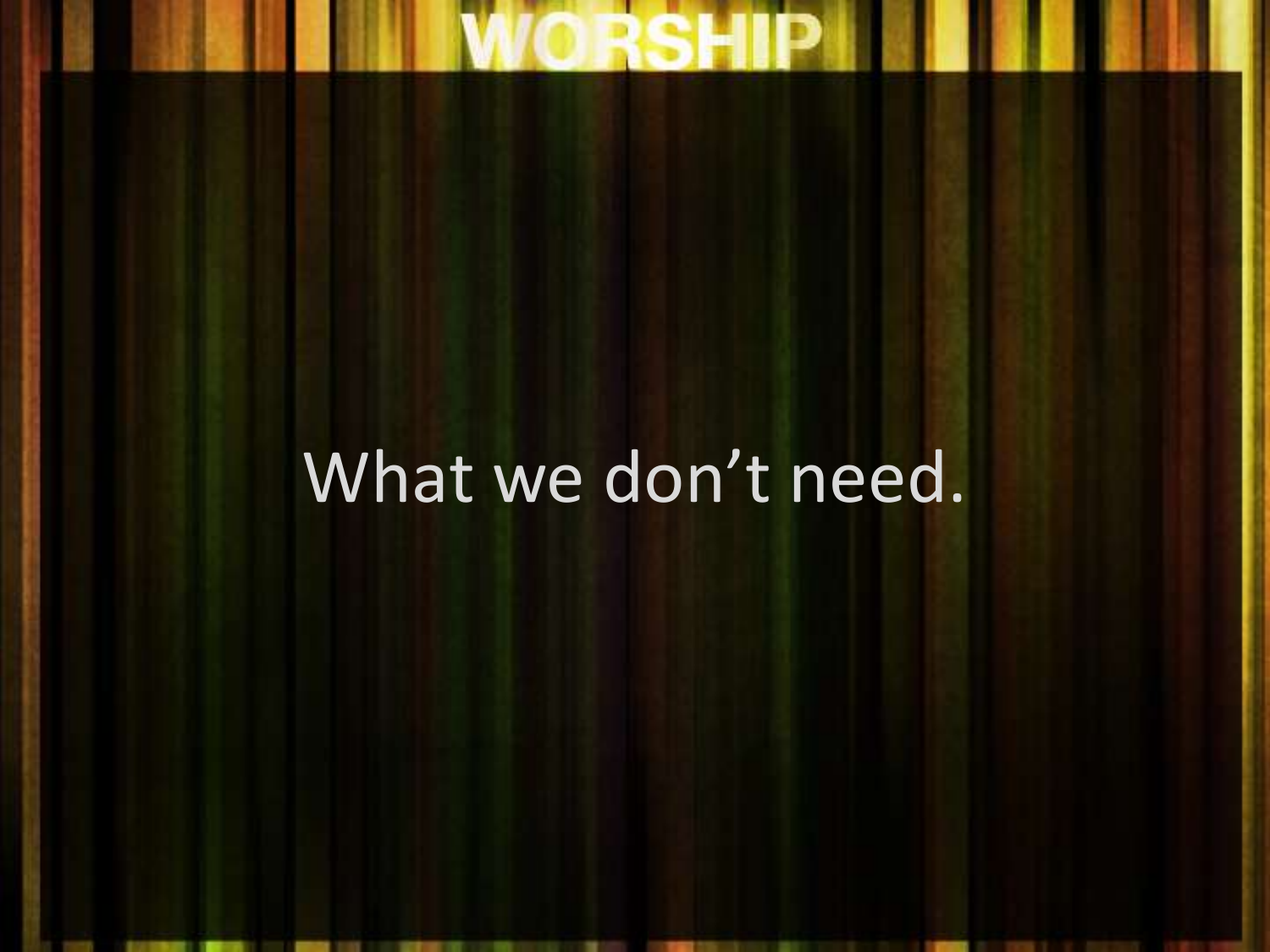WORSHIP

What we don’t need.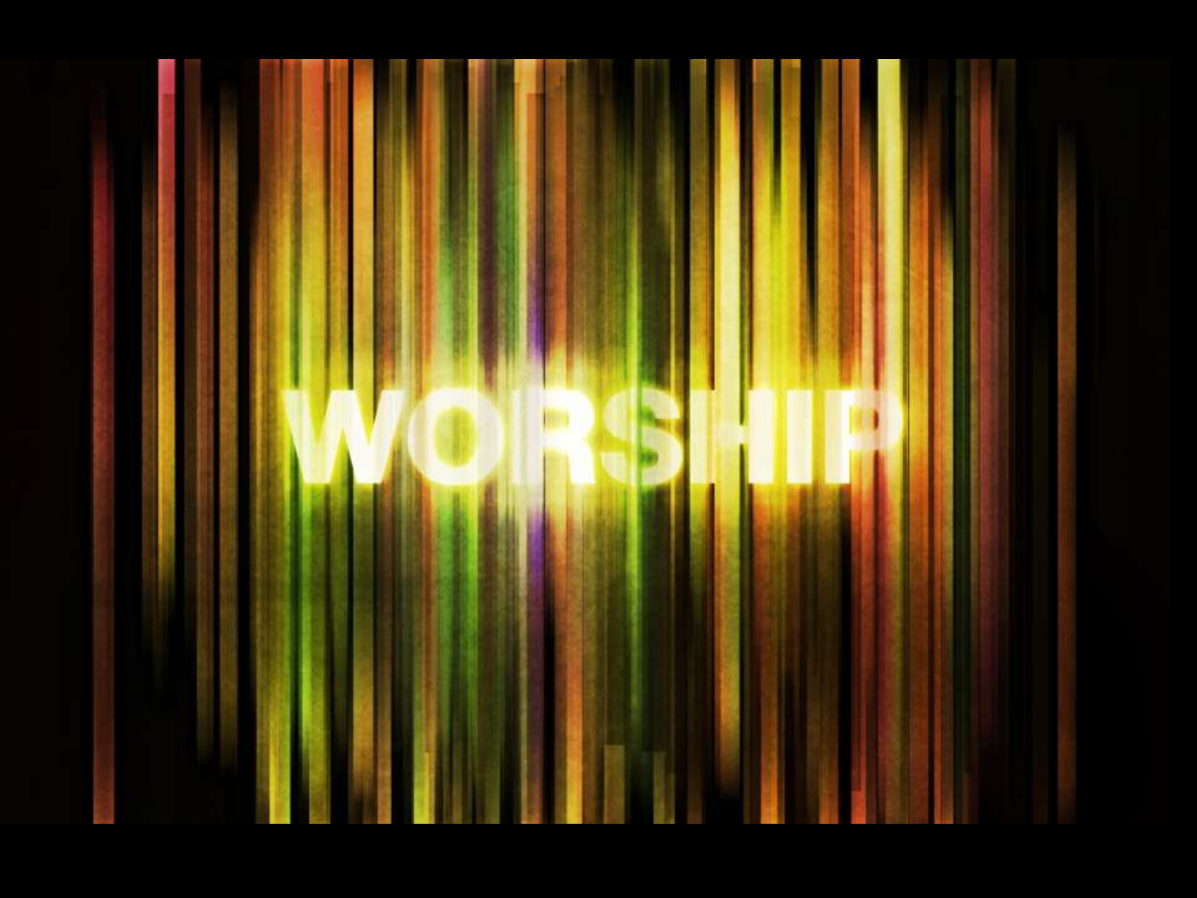# WORSHIP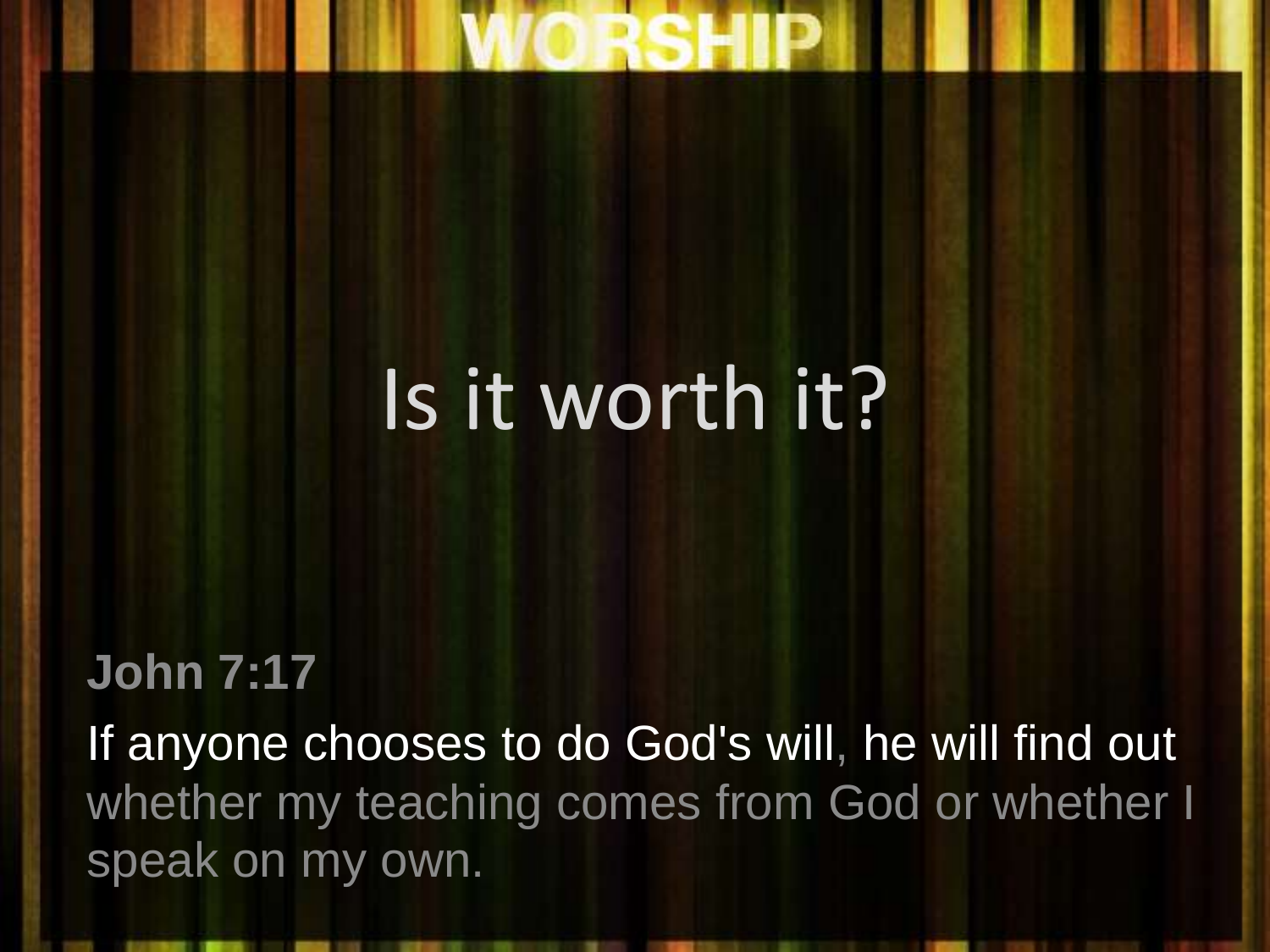WORSHIP

# Is it worth it?

**John 7:17**

If anyone chooses to do God's will, he will find out whether my teaching comes from God or whether I speak on my own.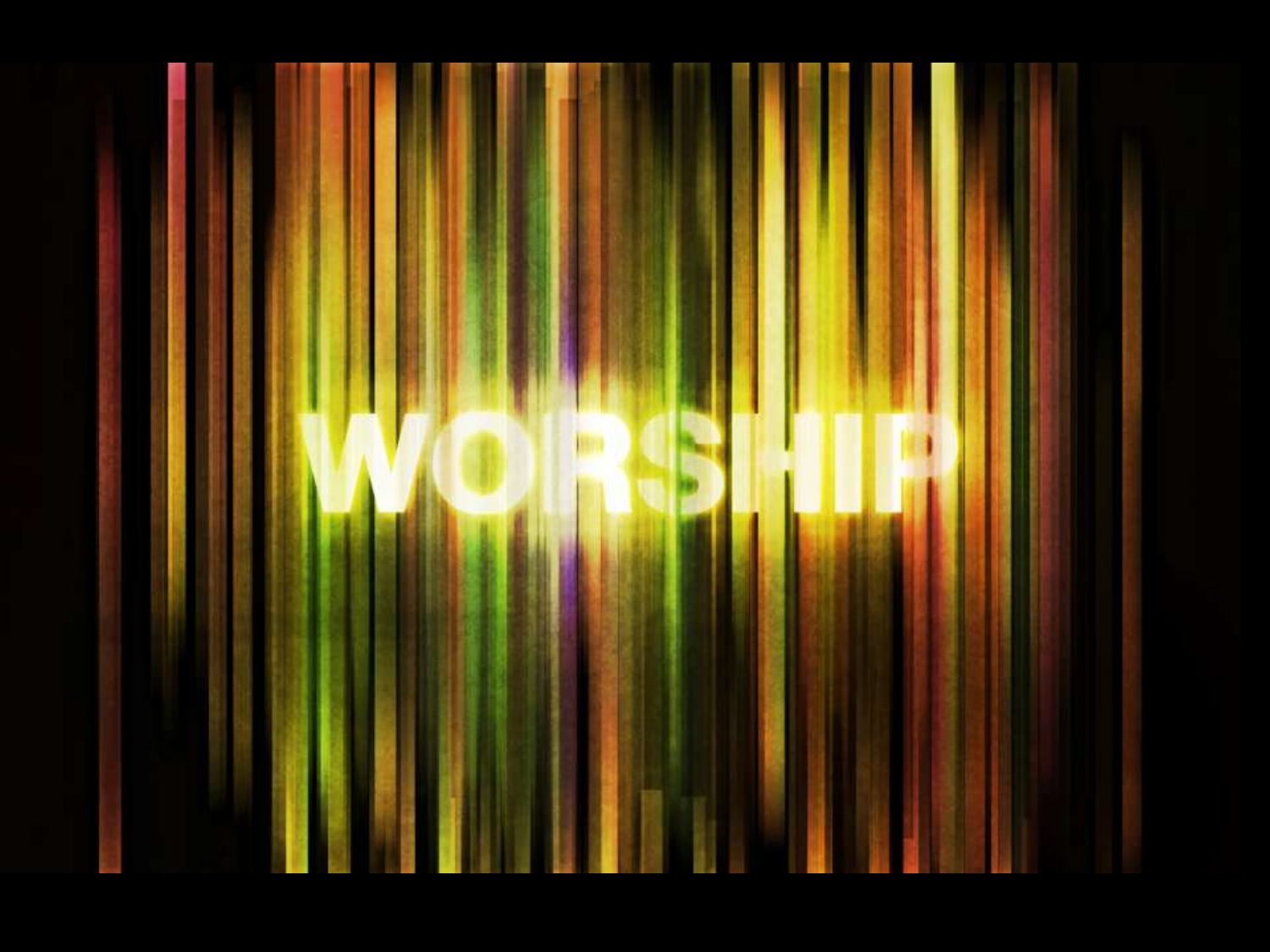WORSHIP